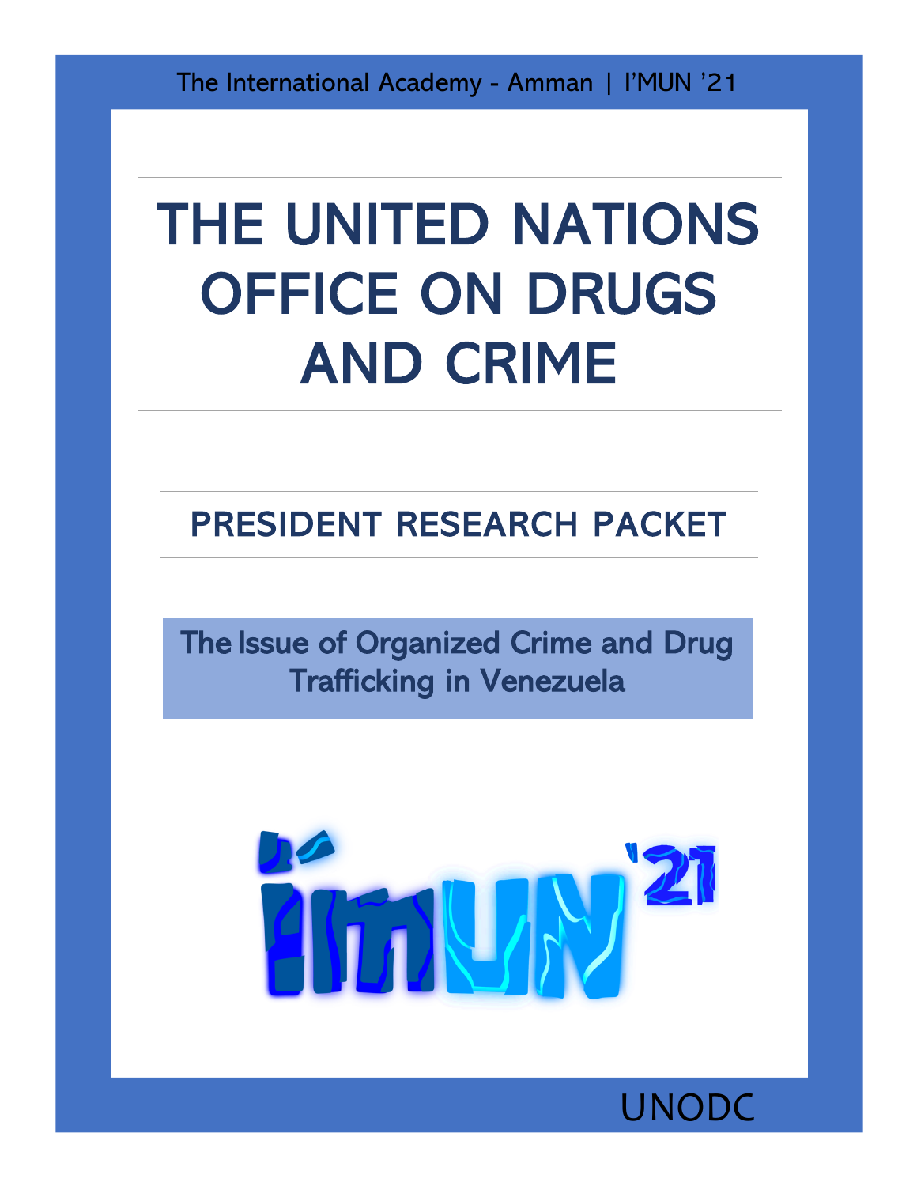The International Academy - Amman | I'MUN '21

# THE UNITED NATIONS OFFICE ON DRUGS AND CRIME

## PRESIDENT RESEARCH PACKET

### The Issue of Organized Crime and Drug Trafficking in Venezuela

UNODC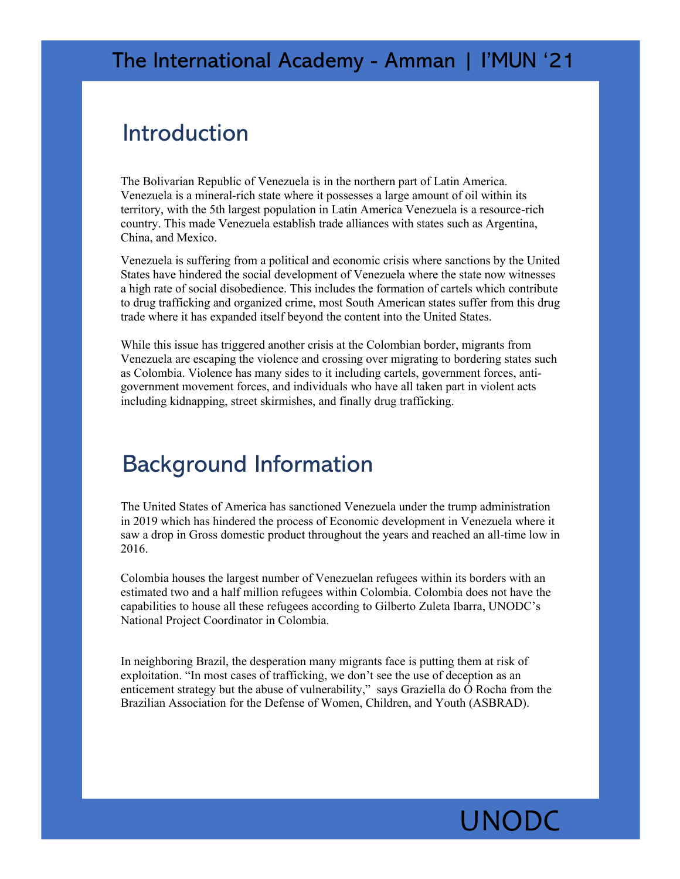## Introduction

The Bolivarian Republic of Venezuela is in the northern part of Latin America. Venezuela is a mineral-rich state where it possesses a large amount of oil within its territory, with the 5th largest population in Latin America Venezuela is a resource-rich country. This made Venezuela establish trade alliances with states such as Argentina, China, and Mexico.

Venezuela is suffering from a political and economic crisis where sanctions by the United States have hindered the social development of Venezuela where the state now witnesses a high rate of social disobedience. This includes the formation of cartels which contribute to drug trafficking and organized crime, most South American states suffer from this drug trade where it has expanded itself beyond the content into the United States.

While this issue has triggered another crisis at the Colombian border, migrants from Venezuela are escaping the violence and crossing over migrating to bordering states such as Colombia. Violence has many sides to it including cartels, government forces, anti-government movement forces, and individuals who have all taken part in violent acts including kidnapping, street skirmishes, and finally drug trafficking.

## Background Information

The United States of America has sanctioned Venezuela under the trump administration in 2019 which has hindered the process of Economic development in Venezuela where it saw a drop in Gross domestic product throughout the years and reached an all-time low in 2016.

Colombia houses the largest number of Venezuelan refugees within its borders with an estimated two and a half million refugees within Colombia. Colombia does not have the capabilities to house all these refugees according to Gilberto Zuleta Ibarra, UNODC's National Project Coordinator in Colombia.

In neighboring Brazil, the desperation many migrants face is putting them at risk of exploitation. "In most cases of trafficking, we don't see the use of deception as an enticement strategy but the abuse of vulnerability," says Graziella do Ó Rocha from the Brazilian Association for the Defense of Women, Children, and Youth (ASBRAD).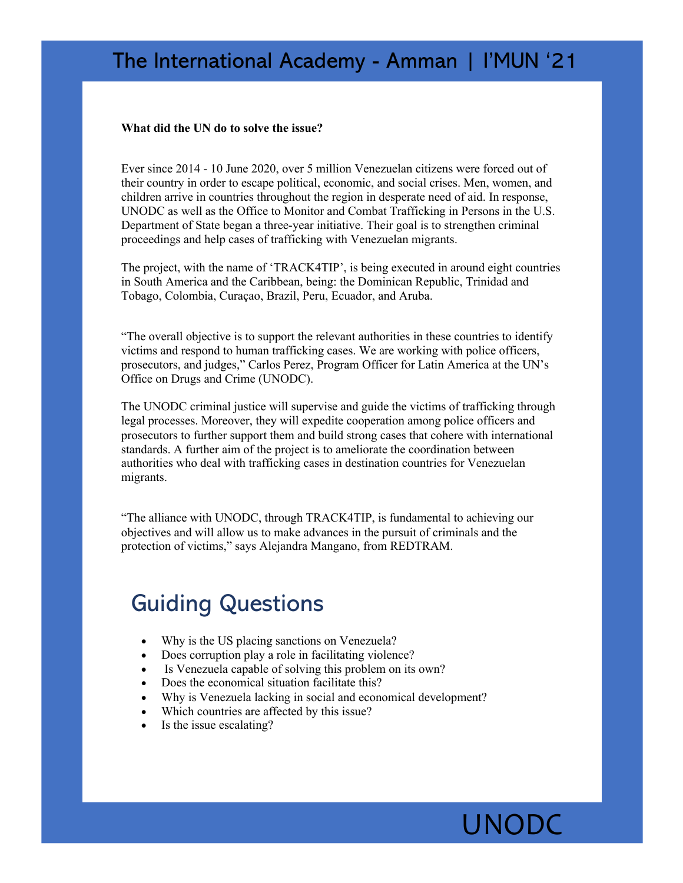**What did the UN do to solve the issue?**

Ever since 2014 - 10 June 2020, over 5 million Venezuelan citizens were forced out of their country in order to escape political, economic, and social crises. Men, women, and children arrive in countries throughout the region in desperate need of aid. In response, UNODC as well as the Office to Monitor and Combat Trafficking in Persons in the U.S. Department of State began a three-year initiative. Their goal is to strengthen criminal proceedings and help cases of trafficking with Venezuelan migrants.

The project, with the name of 'TRACK4TIP', is being executed in around eight countries in South America and the Caribbean, being: the Dominican Republic, Trinidad and Tobago, Colombia, Curaçao, Brazil, Peru, Ecuador, and Aruba.

"The overall objective is to support the relevant authorities in these countries to identify victims and respond to human trafficking cases. We are working with police officers, prosecutors, and judges," Carlos Perez, Program Officer for Latin America at the UN's Office on Drugs and Crime (UNODC).

The UNODC criminal justice will supervise and guide the victims of trafficking through legal processes. Moreover, they will expedite cooperation among police officers and prosecutors to further support them and build strong cases that cohere with international standards. A further aim of the project is to ameliorate the coordination between authorities who deal with trafficking cases in destination countries for Venezuelan migrants.

"The alliance with UNODC, through TRACK4TIP, is fundamental to achieving our objectives and will allow us to make advances in the pursuit of criminals and the protection of victims," says Alejandra Mangano, from REDTRAM.

## Guiding Questions

- Why is the US placing sanctions on Venezuela?
- Does corruption play a role in facilitating violence?
- Is Venezuela capable of solving this problem on its own?
- Does the economical situation facilitate this?
- Why is Venezuela lacking in social and economical development?
- Which countries are affected by this issue?
- Is the issue escalating?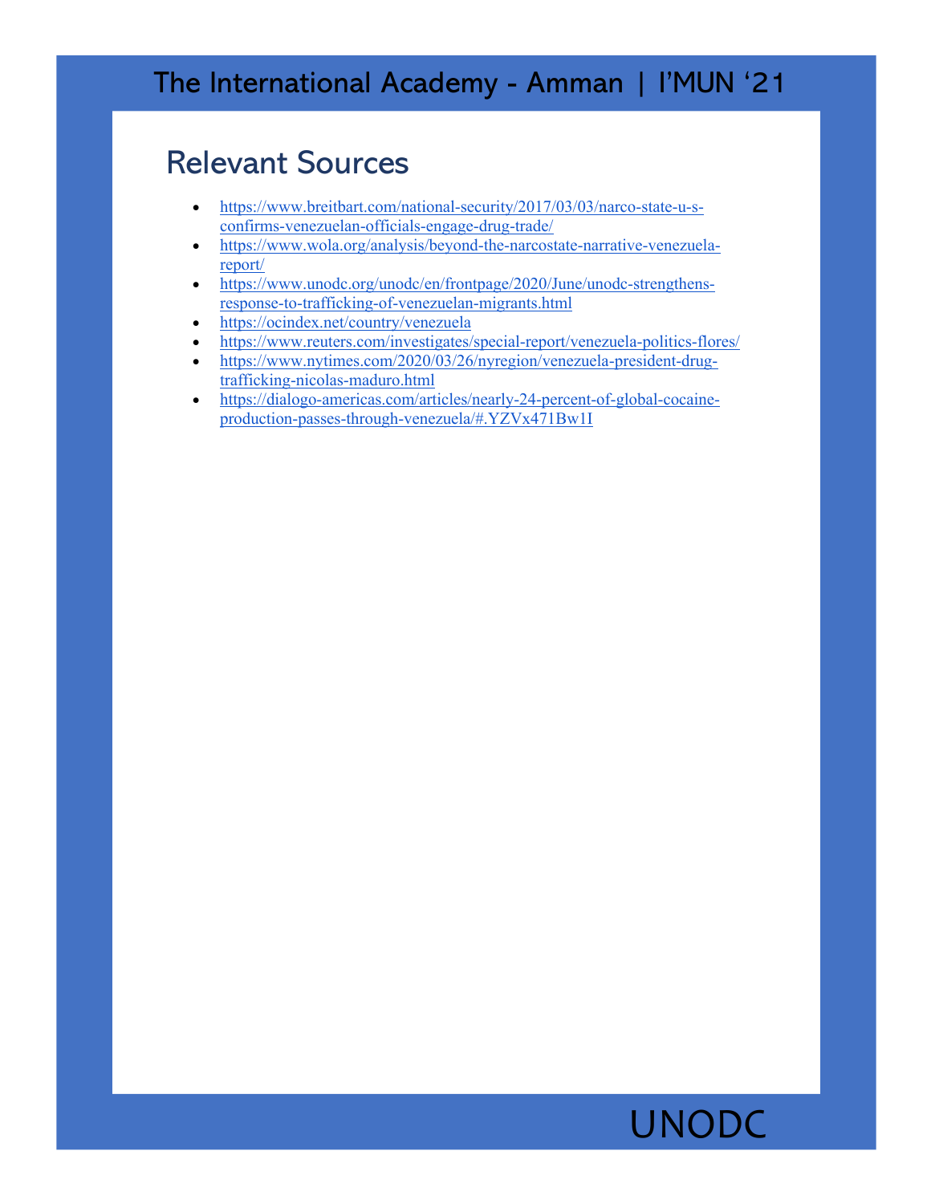## Relevant Sources

- https://www.breitbart.com/national-security/2017/03/03/narco-state-u-s-confirms-venezuelan-officials-engage-drug-trade/
- https://www.wola.org/analysis/beyond-the-narcostate-narrative-venezuela-report/
- https://www.unodc.org/unodc/en/frontpage/2020/June/unodc-strengthens-response-to-trafficking-of-venezuelan-migrants.html
- https://ocindex.net/country/venezuela
- https://www.reuters.com/investigates/special-report/venezuela-politics-flores/
- https://www.nytimes.com/2020/03/26/nyregion/venezuela-president-drug-trafficking-nicolas-maduro.html
- https://dialogo-americas.com/articles/nearly-24-percent-of-global-cocaine-production-passes-through-venezuela/#.YZVx471Bw1I